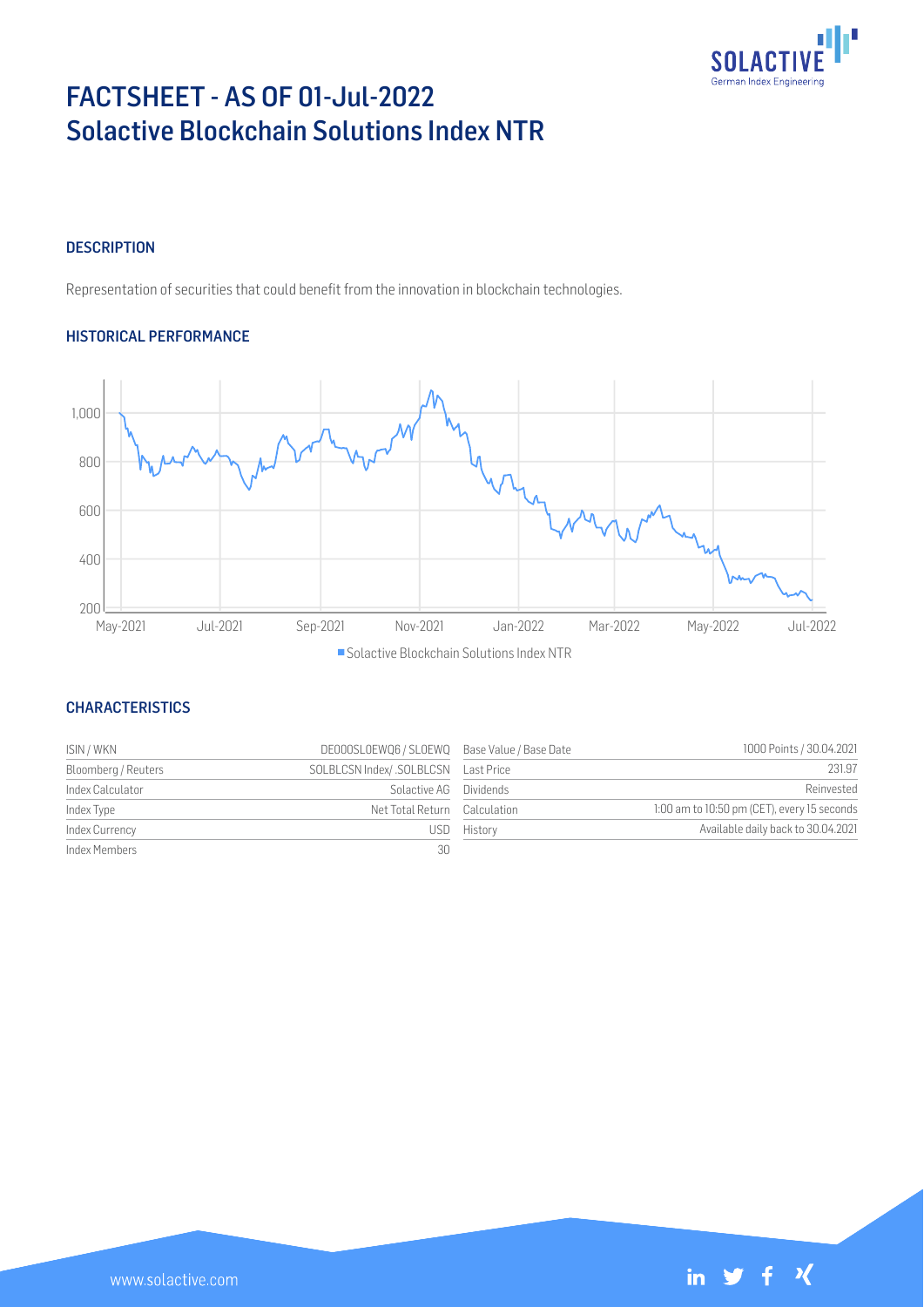# FACTSHEET - AS OF 01-Jul-2022
# Solactive Blockchain Solutions Index NTR

## DESCRIPTION

Representation of securities that could benefit from the innovation in blockchain technologies.

## HISTORICAL PERFORMANCE

1,000
800
600
400
200
May-2021 Jul-2021 Sep-2021 Nov-2021 Jan-2022 Mar-2022 May-2022 Jul-2022

Solactive Blockchain Solutions Index NTR

## CHARACTERISTICS

| | | | |
|---|---|---|---|
| ISIN / WKN | DE000SLOEWQ6 / SLOEWQ | Base Value / Base Date | 1000 Points / 30.04.2021 |
| Bloomberg / Reuters | SOLBLCSN Index/ .SOLBLCSN | Last Price | 231.97 |
| Index Calculator | Solactive AG | Dividends | Reinvested |
| Index Type | Net Total Return | Calculation | 1:00 am to 10:50 pm (CET), every 15 seconds |
| Index Currency | USD | History | Available daily back to 30.04.2021 |
| Index Members | 30 | | |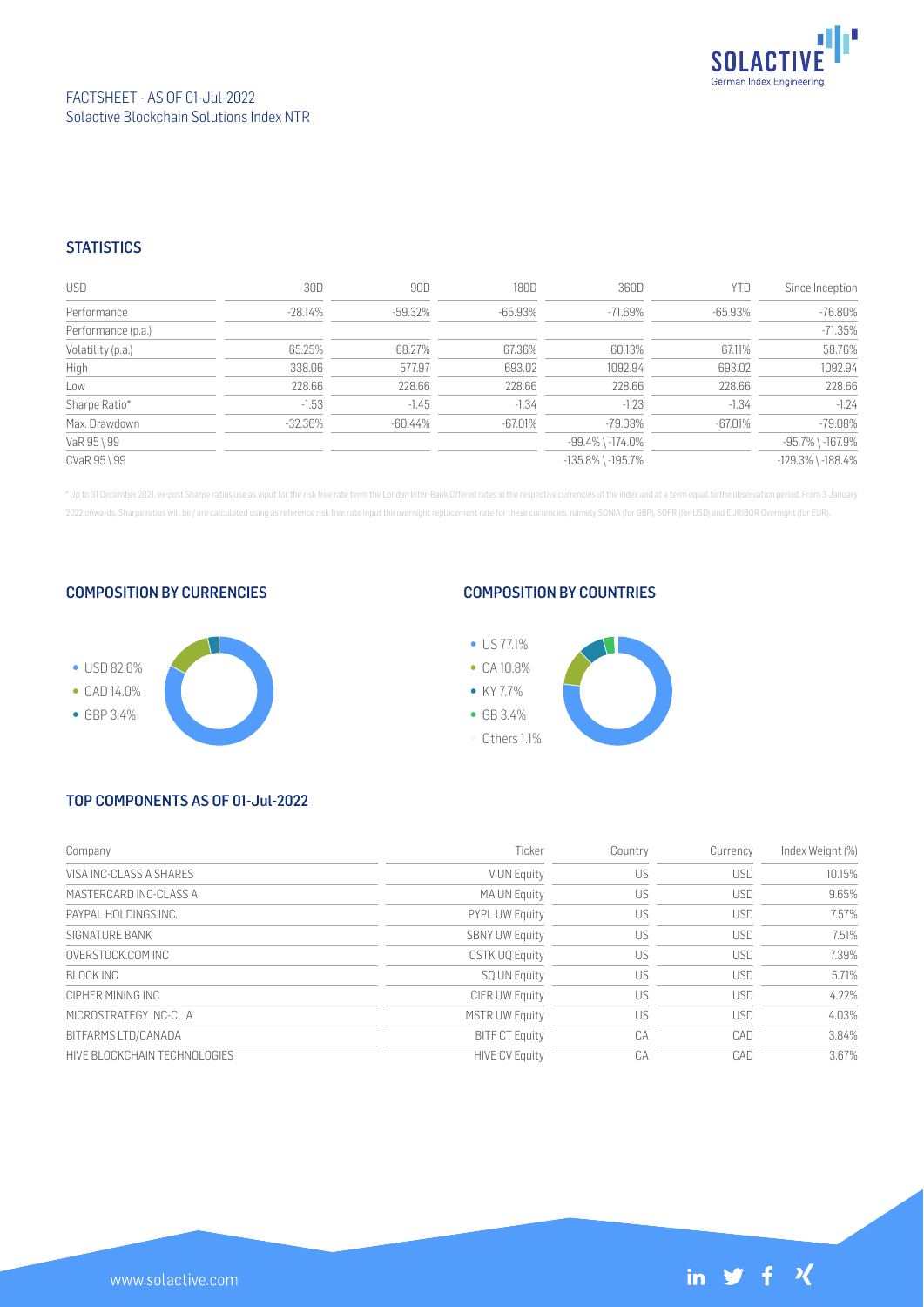FACTSHEET - AS OF 01-Jul-2022
Solactive Blockchain Solutions Index NTR

## STATISTICS

| USD | 30D | 90D | 180D | 360D | YTD | Since Inception |
|---|---|---|---|---|---|---|
| Performance | -28.14% | -59.32% | -65.93% | -71.69% | -65.93% | -76.80% |
| Performance (p.a.) | | | | | | -71.35% |
| Volatility (p.a.) | 65.25% | 68.27% | 67.36% | 60.13% | 67.11% | 58.76% |
| High | 338.06 | 577.97 | 693.02 | 1092.94 | 693.02 | 1092.94 |
| Low | 228.66 | 228.66 | 228.66 | 228.66 | 228.66 | 228.66 |
| Sharpe Ratio* | -1.53 | -1.45 | -1.34 | -1.23 | -1.34 | -1.24 |
| Max. Drawdown | -32.36% | -60.44% | -67.01% | -79.08% | -67.01% | -79.08% |
| VaR 95 \ 99 | | | | -99.4% \ -174.0% | | -95.7% \ -167.9% |
| CVaR 95 \ 99 | | | | -135.8% \ -195.7% | | -129.3% \ -188.4% |

* Up to 31 December 2021, ex-post Sharpe ratios use as input for the risk free rate term the London Inter-Bank Offered rates in the respective currencies of the index and at a term equal to the observation period. From 3 January 2022 onwards, Sharpe ratios will be / are calculated using as reference risk free rate input the overnight replacement rate for these currencies, namely SONIA (for GBP), SOFR (for USD) and EURIBOR Overnight (for EUR).

## COMPOSITION BY CURRENCIES

- USD 82.6%
- CAD 14.0%
- GBP 3.4%

## COMPOSITION BY COUNTRIES

- US 77.1%
- CA 10.8%
- KY 7.7%
- GB 3.4%
- Others 1.1%

## TOP COMPONENTS AS OF 01-Jul-2022

| Company | Ticker | Country | Currency | Index Weight (%) |
|---|---|---|---|---|
| VISA INC-CLASS A SHARES | V UN Equity | US | USD | 10.15% |
| MASTERCARD INC-CLASS A | MA UN Equity | US | USD | 9.65% |
| PAYPAL HOLDINGS INC. | PYPL UW Equity | US | USD | 7.57% |
| SIGNATURE BANK | SBNY UW Equity | US | USD | 7.51% |
| OVERSTOCK.COM INC | OSTK UQ Equity | US | USD | 7.39% |
| BLOCK INC | SQ UN Equity | US | USD | 5.71% |
| CIPHER MINING INC | CIFR UW Equity | US | USD | 4.22% |
| MICROSTRATEGY INC-CL A | MSTR UW Equity | US | USD | 4.03% |
| BITFARMS LTD/CANADA | BITF CT Equity | CA | CAD | 3.84% |
| HIVE BLOCKCHAIN TECHNOLOGIES | HIVE CV Equity | CA | CAD | 3.67% |

www.solactive.com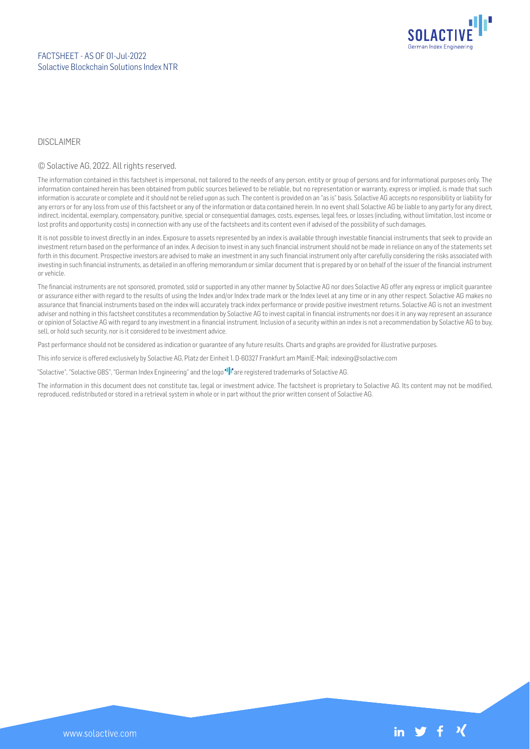# DISCLAIMER

© Solactive AG, 2022. All rights reserved.

The information contained in this factsheet is impersonal, not tailored to the needs of any person, entity or group of persons and for informational purposes only. The information contained herein has been obtained from public sources believed to be reliable, but no representation or warranty, express or implied, is made that such information is accurate or complete and it should not be relied upon as such. The content is provided on an "as is" basis. Solactive AG accepts no responsibility or liability for any errors or for any loss from use of this factsheet or any of the information or data contained herein. In no event shall Solactive AG be liable to any party for any direct, indirect, incidental, exemplary, compensatory, punitive, special or consequential damages, costs, expenses, legal fees, or losses (including, without limitation, lost income or lost profits and opportunity costs) in connection with any use of the factsheets and its content even if advised of the possibility of such damages.

It is not possible to invest directly in an index. Exposure to assets represented by an index is available through investable financial instruments that seek to provide an investment return based on the performance of an index. A decision to invest in any such financial instrument should not be made in reliance on any of the statements set forth in this document. Prospective investors are advised to make an investment in any such financial instrument only after carefully considering the risks associated with investing in such financial instruments, as detailed in an offering memorandum or similar document that is prepared by or on behalf of the issuer of the financial instrument or vehicle.

The financial instruments are not sponsored, promoted, sold or supported in any other manner by Solactive AG nor does Solactive AG offer any express or implicit guarantee or assurance either with regard to the results of using the Index and/or Index trade mark or the Index level at any time or in any other respect. Solactive AG makes no assurance that financial instruments based on the index will accurately track index performance or provide positive investment returns. Solactive AG is not an investment adviser and nothing in this factsheet constitutes a recommendation by Solactive AG to invest capital in financial instruments nor does it in any way represent an assurance or opinion of Solactive AG with regard to any investment in a financial instrument. Inclusion of a security within an index is not a recommendation by Solactive AG to buy, sell, or hold such security, nor is it considered to be investment advice.

Past performance should not be considered as indication or guarantee of any future results. Charts and graphs are provided for illustrative purposes.

This info service is offered exclusively by Solactive AG, Platz der Einheit 1, D-60327 Frankfurt am Main|E-Mail: indexing@solactive.com

"Solactive", "Solactive GBS", "German Index Engineering" and the logo are registered trademarks of Solactive AG.

The information in this document does not constitute tax, legal or investment advice. The factsheet is proprietary to Solactive AG. Its content may not be modified, reproduced, redistributed or stored in a retrieval system in whole or in part without the prior written consent of Solactive AG.